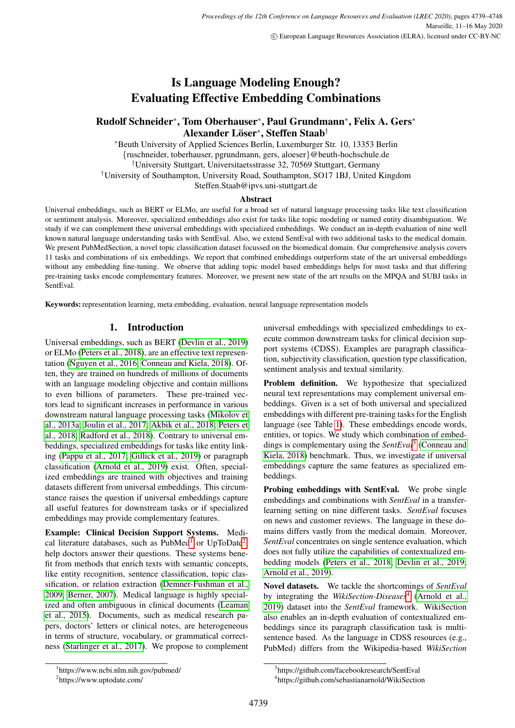# Is Language Modeling Enough? Evaluating Effective Embedding Combinations

**Rudolf Schneider[*], Tom Oberhauser[*], Paul Grundmann[*], Felix A. Gers[*] Alexander Löser[*], Steffen Staab[†]**

[*]Beuth University of Applied Sciences Berlin, Luxemburger Str. 10, 13353 Berlin
{ruschneider, toberhauser, pgrundmann, gers, aloeser}@beuth-hochschule.de
[†]University Stuttgart, Universitaetsstrasse 32, 70569 Stuttgart, Germany
[†]University of Southampton, University Road, Southampton, SO17 1BJ, United Kingdom
Steffen.Staab@ipvs.uni-stuttgart.de

## Abstract

Universal embeddings, such as BERT or ELMo, are useful for a broad set of natural language processing tasks like text classification or sentiment analysis. Moreover, specialized embeddings also exist for tasks like topic modeling or named entity disambiguation. We study if we can complement these universal embeddings with specialized embeddings. We conduct an in-depth evaluation of nine well known natural language understanding tasks with SentEval. Also, we extend SentEval with two additional tasks to the medical domain. We present PubMedSection, a novel topic classification dataset focussed on the biomedical domain. Our comprehensive analysis covers 11 tasks and combinations of six embeddings. We report that combined embeddings outperform state of the art universal embeddings without any embedding fine-tuning. We observe that adding topic model based embeddings helps for most tasks and that differing pre-training tasks encode complementary features. Moreover, we present new state of the art results on the MPQA and SUBJ tasks in SentEval.

**Keywords:** representation learning, meta embedding, evaluation, neural language representation models

## 1. Introduction

Universal embeddings, such as BERT (Devlin et al., 2019) or ELMo (Peters et al., 2018), are an effective text representation (Nguyen et al., 2016; Conneau and Kiela, 2018). Often, they are trained on hundreds of millions of documents with an language modeling objective and contain millions to even billions of parameters. These pre-trained vectors lead to significant increases in performance in various downstream natural language processing tasks (Mikolov et al., 2013a; Joulin et al., 2017; Akbik et al., 2018; Peters et al., 2018; Radford et al., 2018). Contrary to universal embeddings, specialized embeddings for tasks like entity linking (Pappu et al., 2017; Gillick et al., 2019) or paragraph classification (Arnold et al., 2019) exist. Often, specialized embeddings are trained with objectives and training datasets different from universal embeddings. This circumstance raises the question if universal embeddings capture all useful features for downstream tasks or if specialized embeddings may provide complementary features.

**Example: Clinical Decision Support Systems.** Medical literature databases, such as PubMed[1] or UpToDate[2], help doctors answer their questions. These systems benefit from methods that enrich texts with semantic concepts, like entity recognition, sentence classification, topic classification, or relation extraction (Demner-Fushman et al., 2009; Berner, 2007). Medical language is highly specialized and often ambiguous in clinical documents (Leaman et al., 2015). Documents, such as medical research papers, doctors' letters or clinical notes, are heterogeneous in terms of structure, vocabulary, or grammatical correctness (Starlinger et al., 2017). We propose to complement universal embeddings with specialized embeddings to execute common downstream tasks for clinical decision support systems (CDSS). Examples are paragraph classification, subjectivity classification, question type classification, sentiment analysis and textual similarity.

**Problem definition.** We hypothesize that specialized neural text representations may complement universal embeddings. Given is a set of both universal and specialized embeddings with different pre-training tasks for the English language (see Table 1). These embeddings encode words, entities, or topics. We study which combination of embeddings is complementary using the *SentEval*[3] (Conneau and Kiela, 2018) benchmark. Thus, we investigate if universal embeddings capture the same features as specialized embeddings.

**Probing embeddings with SentEval.** We probe single embeddings and combinations with *SentEval* in a transfer-learning setting on nine different tasks. *SentEval* focuses on news and customer reviews. The language in these domains differs vastly from the medical domain. Moreover, *SentEval* concentrates on single sentence evaluation, which does not fully utilize the capabilities of contextualized embedding models (Peters et al., 2018; Devlin et al., 2019; Arnold et al., 2019).

**Novel datasets.** We tackle the shortcomings of *SentEval* by integrating the *WikiSection-Diseases*[4] (Arnold et al., 2019) dataset into the *SentEval* framework. WikiSection also enables an in-depth evaluation of contextualized embeddings since its paragraph classification task is multi-sentence based. As the language in CDSS resources (e.g., PubMed) differs from the Wikipedia-based *WikiSection*

[1]https://www.ncbi.nlm.nih.gov/pubmed/
[2]https://www.uptodate.com/
[3]https://github.com/facebookresearch/SentEval
[4]https://github.com/sebastianarnold/WikiSection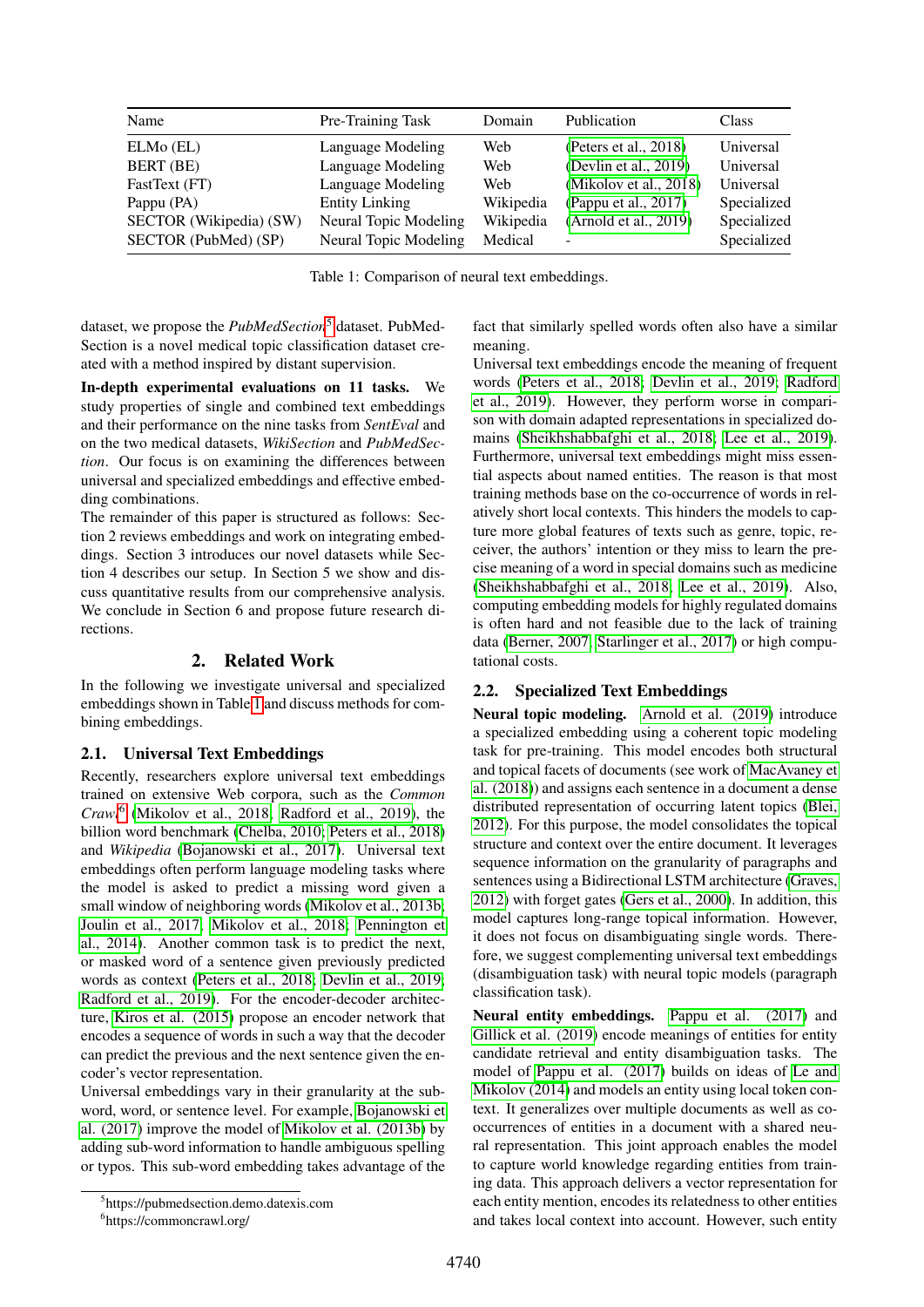| Name | Pre-Training Task | Domain | Publication | Class |
|---|---|---|---|---|
| ELMo (EL) | Language Modeling | Web | (Peters et al., 2018) | Universal |
| BERT (BE) | Language Modeling | Web | (Devlin et al., 2019) | Universal |
| FastText (FT) | Language Modeling | Web | (Mikolov et al., 2018) | Universal |
| Pappu (PA) | Entity Linking | Wikipedia | (Pappu et al., 2017) | Specialized |
| SECTOR (Wikipedia) (SW) | Neural Topic Modeling | Wikipedia | (Arnold et al., 2019) | Specialized |
| SECTOR (PubMed) (SP) | Neural Topic Modeling | Medical | - | Specialized |

Table 1: Comparison of neural text embeddings.

dataset, we propose the *PubMedSection*[5] dataset. PubMedSection is a novel medical topic classification dataset created with a method inspired by distant supervision.

**In-depth experimental evaluations on 11 tasks.** We study properties of single and combined text embeddings and their performance on the nine tasks from *SentEval* and on the two medical datasets, *WikiSection* and *PubMedSection*. Our focus is on examining the differences between universal and specialized embeddings and effective embedding combinations.

The remainder of this paper is structured as follows: Section 2 reviews embeddings and work on integrating embeddings. Section 3 introduces our novel datasets while Section 4 describes our setup. In Section 5 we show and discuss quantitative results from our comprehensive analysis. We conclude in Section 6 and propose future research directions.

## 2. Related Work

In the following we investigate universal and specialized embeddings shown in Table 1 and discuss methods for combining embeddings.

### 2.1. Universal Text Embeddings

Recently, researchers explore universal text embeddings trained on extensive Web corpora, such as the *Common Crawl*[6] (Mikolov et al., 2018; Radford et al., 2019), the billion word benchmark (Chelba, 2010; Peters et al., 2018) and *Wikipedia* (Bojanowski et al., 2017). Universal text embeddings often perform language modeling tasks where the model is asked to predict a missing word given a small window of neighboring words (Mikolov et al., 2013b; Joulin et al., 2017; Mikolov et al., 2018; Pennington et al., 2014). Another common task is to predict the next, or masked word of a sentence given previously predicted words as context (Peters et al., 2018; Devlin et al., 2019; Radford et al., 2019). For the encoder-decoder architecture, Kiros et al. (2015) propose an encoder network that encodes a sequence of words in such a way that the decoder can predict the previous and the next sentence given the encoder's vector representation.

Universal embeddings vary in their granularity at the subword, word, or sentence level. For example, Bojanowski et al. (2017) improve the model of Mikolov et al. (2013b) by adding sub-word information to handle ambiguous spelling or typos. This sub-word embedding takes advantage of the fact that similarly spelled words often also have a similar meaning.

Universal text embeddings encode the meaning of frequent words (Peters et al., 2018; Devlin et al., 2019; Radford et al., 2019). However, they perform worse in comparison with domain adapted representations in specialized domains (Sheikhshabbafghi et al., 2018; Lee et al., 2019). Furthermore, universal text embeddings might miss essential aspects about named entities. The reason is that most training methods base on the co-occurence of words in relatively short local contexts. This hinders the models to capture more global features of texts such as genre, topic, receiver, the authors' intention or they miss to learn the precise meaning of a word in special domains such as medicine (Sheikhshabbafghi et al., 2018; Lee et al., 2019). Also, computing embedding models for highly regulated domains is often hard and not feasible due to the lack of training data (Berner, 2007; Starlinger et al., 2017) or high computational costs.

### 2.2. Specialized Text Embeddings

**Neural topic modeling.** Arnold et al. (2019) introduce a specialized embedding using a coherent topic modeling task for pre-training. This model encodes both structural and topical facets of documents (see work of MacAvaney et al. (2018)) and assigns each sentence in a document a dense distributed representation of occurring latent topics (Blei, 2012). For this purpose, the model consolidates the topical structure and context over the entire document. It leverages sequence information on the granularity of paragraphs and sentences using a Bidirectional LSTM architecture (Graves, 2012) with forget gates (Gers et al., 2000). In addition, this model captures long-range topical information. However, it does not focus on disambiguating single words. Therefore, we suggest complementing universal text embeddings (disambiguation task) with neural topic models (paragraph classification task).

**Neural entity embeddings.** Pappu et al. (2017) and Gillick et al. (2019) encode meanings of entities for entity candidate retrieval and entity disambiguation tasks. The model of Pappu et al. (2017) builds on ideas of Le and Mikolov (2014) and models an entity using local token context. It generalizes over multiple documents as well as co-occurrences of entities in a document with a shared neural representation. This joint approach enables the model to capture world knowledge regarding entities from training data. This approach delivers a vector representation for each entity mention, encodes its relatedness to other entities and takes local context into account. However, such entity

[5] https://pubmedsection.demo.datexis.com

[6] https://commoncrawl.org/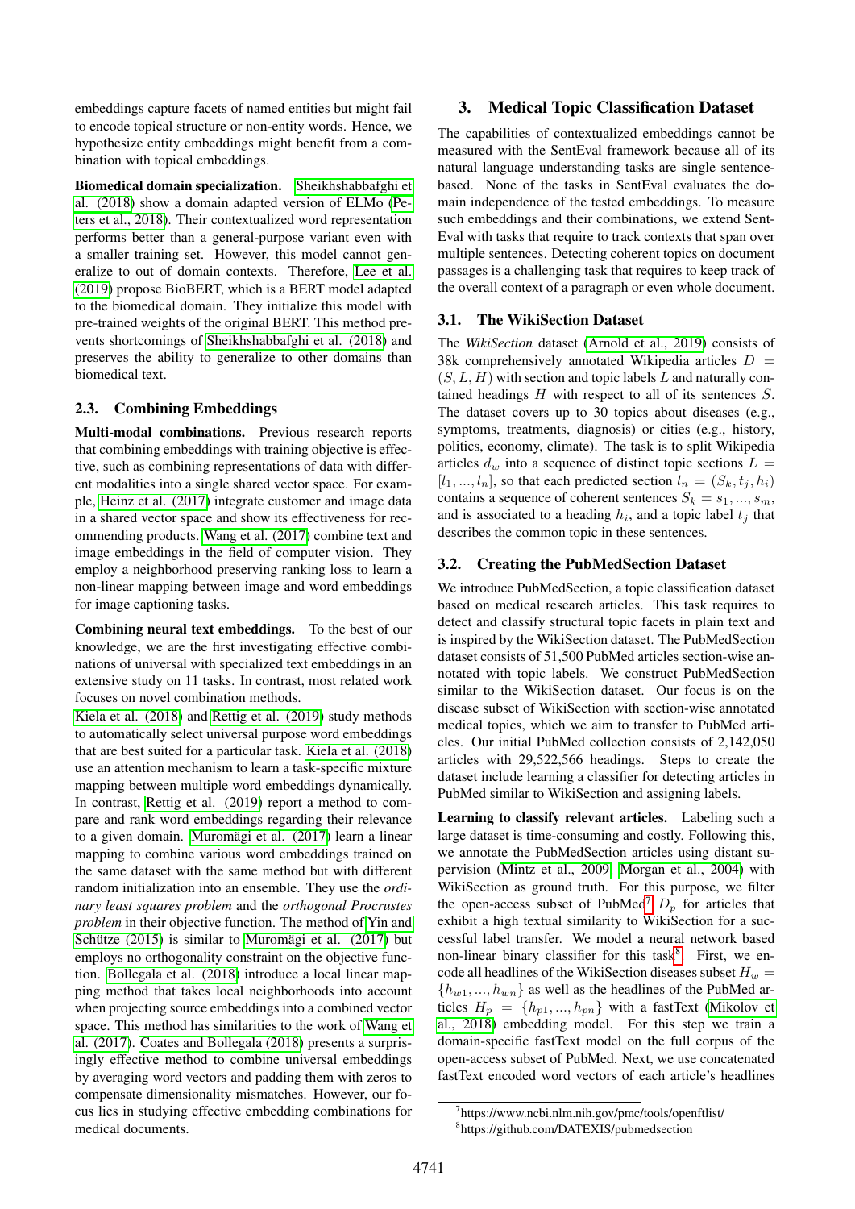embeddings capture facets of named entities but might fail to encode topical structure or non-entity words. Hence, we hypothesize entity embeddings might benefit from a combination with topical embeddings.

**Biomedical domain specialization.** Sheikhshabbafghi et al. (2018) show a domain adapted version of ELMo (Peters et al., 2018). Their contextualized word representation performs better than a general-purpose variant even with a smaller training set. However, this model cannot generalize to out of domain contexts. Therefore, Lee et al. (2019) propose BioBERT, which is a BERT model adapted to the biomedical domain. They initialize this model with pre-trained weights of the original BERT. This method prevents shortcomings of Sheikhshabbafghi et al. (2018) and preserves the ability to generalize to other domains than biomedical text.

### 2.3. Combining Embeddings

**Multi-modal combinations.** Previous research reports that combining embeddings with training objective is effective, such as combining representations of data with different modalities into a single shared vector space. For example, Heinz et al. (2017) integrate customer and image data in a shared vector space and show its effectiveness for recommending products. Wang et al. (2017) combine text and image embeddings in the field of computer vision. They employ a neighborhood preserving ranking loss to learn a non-linear mapping between image and word embeddings for image captioning tasks.

**Combining neural text embeddings.** To the best of our knowledge, we are the first investigating effective combinations of universal with specialized text embeddings in an extensive study on 11 tasks. In contrast, most related work focuses on novel combination methods.

Kiela et al. (2018) and Rettig et al. (2019) study methods to automatically select universal purpose word embeddings that are best suited for a particular task. Kiela et al. (2018) use an attention mechanism to learn a task-specific mixture mapping between multiple word embeddings dynamically. In contrast, Rettig et al. (2019) report a method to compare and rank word embeddings regarding their relevance to a given domain. Muromägi et al. (2017) learn a linear mapping to combine various word embeddings trained on the same dataset with the same method but with different random initialization into an ensemble. They use the *ordinary least squares problem* and the *orthogonal Procrustes problem* in their objective function. The method of Yin and Schütze (2015) is similar to Muromägi et al. (2017) but employs no orthogonality constraint on the objective function. Bollegala et al. (2018) introduce a local linear mapping method that takes local neighborhoods into account when projecting source embeddings into a combined vector space. This method has similarities to the work of Wang et al. (2017). Coates and Bollegala (2018) presents a surprisingly effective method to combine universal embeddings by averaging word vectors and padding them with zeros to compensate dimensionality mismatches. However, our focus lies in studying effective embedding combinations for medical documents.

## 3. Medical Topic Classification Dataset

The capabilities of contextualized embeddings cannot be measured with the SentEval framework because all of its natural language understanding tasks are single sentence-based. None of the tasks in SentEval evaluates the domain independence of the tested embeddings. To measure such embeddings and their combinations, we extend SentEval with tasks that require to track contexts that span over multiple sentences. Detecting coherent topics on document passages is a challenging task that requires to keep track of the overall context of a paragraph or even whole document.

### 3.1. The WikiSection Dataset

The *WikiSection* dataset (Arnold et al., 2019) consists of 38k comprehensively annotated Wikipedia articles $D = (S, L, H)$ with section and topic labels $L$ and naturally contained headings $H$ with respect to all of its sentences $S$. The dataset covers up to 30 topics about diseases (e.g., symptoms, treatments, diagnosis) or cities (e.g., history, politics, economy, climate). The task is to split Wikipedia articles $d_w$ into a sequence of distinct topic sections $L = [l_1, ..., l_n]$, so that each predicted section $l_n = (S_k, t_j, h_i)$ contains a sequence of coherent sentences $S_k = s_1, ..., s_m$, and is associated to a heading $h_i$, and a topic label $t_j$ that describes the common topic in these sentences.

### 3.2. Creating the PubMedSection Dataset

We introduce PubMedSection, a topic classification dataset based on medical research articles. This task requires to detect and classify structural topic facets in plain text and is inspired by the WikiSection dataset. The PubMedSection dataset consists of 51,500 PubMed articles section-wise annotated with topic labels. We construct PubMedSection similar to the WikiSection dataset. Our focus is on the disease subset of WikiSection with section-wise annotated medical topics, which we aim to transfer to PubMed articles. Our initial PubMed collection consists of 2,142,050 articles with 29,522,566 headings. Steps to create the dataset include learning a classifier for detecting articles in PubMed similar to WikiSection and assigning labels.

**Learning to classify relevant articles.** Labeling such a large dataset is time-consuming and costly. Following this, we annotate the PubMedSection articles using distant supervision (Mintz et al., 2009; Morgan et al., 2004) with WikiSection as ground truth. For this purpose, we filter the open-access subset of PubMed[7] $D_p$ for articles that exhibit a high textual similarity to WikiSection for a successful label transfer. We model a neural network based non-linear binary classifier for this task[8]. First, we encode all headlines of the WikiSection diseases subset $H_w = \{h_{w1}, ..., h_{wn}\}$ as well as the headlines of the PubMed articles $H_p = \{h_{p1}, ..., h_{pn}\}$ with a fastText (Mikolov et al., 2018) embedding model. For this step we train a domain-specific fastText model on the full corpus of the open-access subset of PubMed. Next, we use concatenated fastText encoded word vectors of each article's headlines

[7] https://www.ncbi.nlm.nih.gov/pmc/tools/openftlist/

[8] https://github.com/DATEXIS/pubmedsection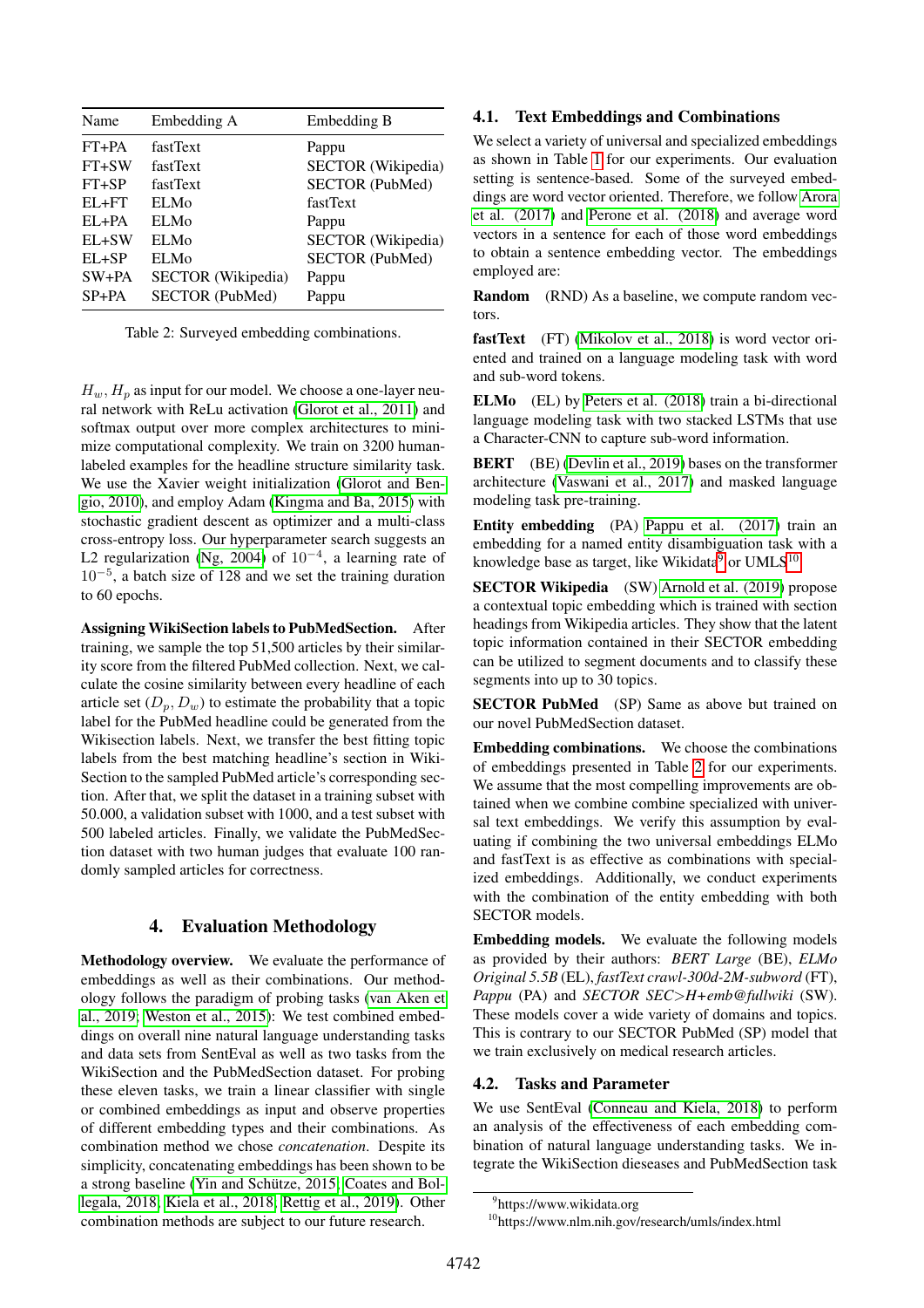| Name | Embedding A | Embedding B |
|---|---|---|
| FT+PA | fastText | Pappu |
| FT+SW | fastText | SECTOR (Wikipedia) |
| FT+SP | fastText | SECTOR (PubMed) |
| EL+FT | ELMo | fastText |
| EL+PA | ELMo | Pappu |
| EL+SW | ELMo | SECTOR (Wikipedia) |
| EL+SP | ELMo | SECTOR (PubMed) |
| SW+PA | SECTOR (Wikipedia) | Pappu |
| SP+PA | SECTOR (PubMed) | Pappu |

Table 2: Surveyed embedding combinations.

$H_w$, $H_p$ as input for our model. We choose a one-layer neural network with ReLu activation (Glorot et al., 2011) and softmax output over more complex architectures to minimize computational complexity. We train on 3200 human-labeled examples for the headline structure similarity task. We use the Xavier weight initialization (Glorot and Bengio, 2010), and employ Adam (Kingma and Ba, 2015) with stochastic gradient descent as optimizer and a multi-class cross-entropy loss. Our hyperparameter search suggests an L2 regularization (Ng, 2004) of $10^{-4}$, a learning rate of $10^{-5}$, a batch size of 128 and we set the training duration to 60 epochs.

**Assigning WikiSection labels to PubMedSection.** After training, we sample the top 51,500 articles by their similarity score from the filtered PubMed collection. Next, we calculate the cosine similarity between every headline of each article set ($D_p$, $D_w$) to estimate the probability that a topic label for the PubMed headline could be generated from the Wikisection labels. Next, we transfer the best fitting topic labels from the best matching headline's section in WikiSection to the sampled PubMed article's corresponding section. After that, we split the dataset in a training subset with 50.000, a validation subset with 1000, and a test subset with 500 labeled articles. Finally, we validate the PubMedSection dataset with two human judges that evaluate 100 randomly sampled articles for correctness.

## 4. Evaluation Methodology

**Methodology overview.** We evaluate the performance of embeddings as well as their combinations. Our methodology follows the paradigm of probing tasks (van Aken et al., 2019; Weston et al., 2015): We test combined embeddings on overall nine natural language understanding tasks and data sets from SentEval as well as two tasks from the WikiSection and the PubMedSection dataset. For probing these eleven tasks, we train a linear classifier with single or combined embeddings as input and observe properties of different embedding types and their combinations. As combination method we chose *concatenation*. Despite its simplicity, concatenating embeddings has been shown to be a strong baseline (Yin and Schütze, 2015; Coates and Bollegala, 2018; Kiela et al., 2018; Rettig et al., 2019). Other combination methods are subject to our future research.

### 4.1. Text Embeddings and Combinations

We select a variety of universal and specialized embeddings as shown in Table 1 for our experiments. Our evaluation setting is sentence-based. Some of the surveyed embeddings are word vector oriented. Therefore, we follow Arora et al. (2017) and Perone et al. (2018) and average word vectors in a sentence for each of those word embeddings to obtain a sentence embedding vector. The embeddings employed are:

**Random** (RND) As a baseline, we compute random vectors.

**fastText** (FT) (Mikolov et al., 2018) is word vector oriented and trained on a language modeling task with word and sub-word tokens.

**ELMo** (EL) by Peters et al. (2018) train a bi-directional language modeling task with two stacked LSTMs that use a Character-CNN to capture sub-word information.

**BERT** (BE) (Devlin et al., 2019) bases on the transformer architecture (Vaswani et al., 2017) and masked language modeling task pre-training.

**Entity embedding** (PA) Pappu et al. (2017) train an embedding for a named entity disambiguation task with a knowledge base as target, like Wikidata[9] or UMLS[10].

**SECTOR Wikipedia** (SW) Arnold et al. (2019) propose a contextual topic embedding which is trained with section headings from Wikipedia articles. They show that the latent topic information contained in their SECTOR embedding can be utilized to segment documents and to classify these segments into up to 30 topics.

**SECTOR PubMed** (SP) Same as above but trained on our novel PubMedSection dataset.

**Embedding combinations.** We choose the combinations of embeddings presented in Table 2 for our experiments. We assume that the most compelling improvements are obtained when we combine combine specialized with universal text embeddings. We verify this assumption by evaluating if combining the two universal embeddings ELMo and fastText is as effective as combinations with specialized embeddings. Additionally, we conduct experiments with the combination of the entity embedding with both SECTOR models.

**Embedding models.** We evaluate the following models as provided by their authors: *BERT Large* (BE), *ELMo Original 5.5B* (EL), *fastText crawl-300d-2M-subword* (FT), *Pappu* (PA) and *SECTOR SEC>H+emb@fullwiki* (SW). These models cover a wide variety of domains and topics. This is contrary to our SECTOR PubMed (SP) model that we train exclusively on medical research articles.

### 4.2. Tasks and Parameter

We use SentEval (Conneau and Kiela, 2018) to perform an analysis of the effectiveness of each embedding combination of natural language understanding tasks. We integrate the WikiSection dieseases and PubMedSection task

[9] https://www.wikidata.org

[10] https://www.nlm.nih.gov/research/umls/index.html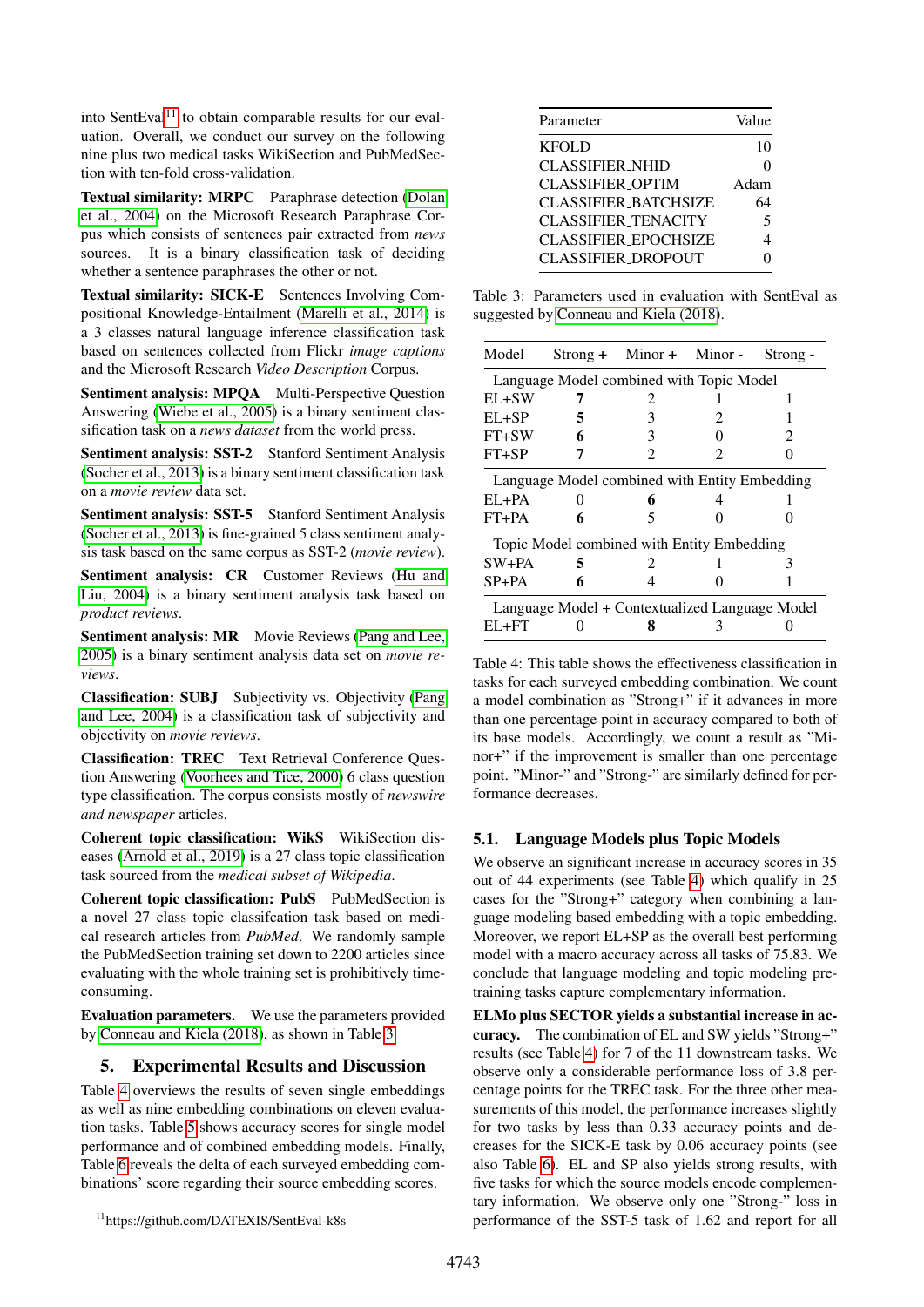into SentEval[11] to obtain comparable results for our evaluation. Overall, we conduct our survey on the following nine plus two medical tasks WikiSection and PubMedSection with ten-fold cross-validation.

**Textual similarity: MRPC** Paraphrase detection (Dolan et al., 2004) on the Microsoft Research Paraphrase Corpus which consists of sentences pair extracted from *news* sources. It is a binary classification task of deciding whether a sentence paraphrases the other or not.

**Textual similarity: SICK-E** Sentences Involving Compositional Knowledge-Entailment (Marelli et al., 2014) is a 3 classes natural language inference classification task based on sentences collected from Flickr *image captions* and the Microsoft Research *Video Description* Corpus.

**Sentiment analysis: MPQA** Multi-Perspective Question Answering (Wiebe et al., 2005) is a binary sentiment classification task on a *news dataset* from the world press.

**Sentiment analysis: SST-2** Stanford Sentiment Analysis (Socher et al., 2013) is a binary sentiment classification task on a *movie review* data set.

**Sentiment analysis: SST-5** Stanford Sentiment Analysis (Socher et al., 2013) is fine-grained 5 class sentiment analysis task based on the same corpus as SST-2 (*movie review*).

**Sentiment analysis: CR** Customer Reviews (Hu and Liu, 2004) is a binary sentiment analysis task based on *product reviews*.

**Sentiment analysis: MR** Movie Reviews (Pang and Lee, 2005) is a binary sentiment analysis data set on *movie reviews*.

**Classification: SUBJ** Subjectivity vs. Objectivity (Pang and Lee, 2004) is a classification task of subjectivity and objectivity on *movie reviews*.

**Classification: TREC** Text Retrieval Conference Question Answering (Voorhees and Tice, 2000) 6 class question type classification. The corpus consists mostly of *newswire and newspaper* articles.

**Coherent topic classification: WikS** WikiSection diseases (Arnold et al., 2019) is a 27 class topic classification task sourced from the *medical subset of Wikipedia*.

**Coherent topic classification: PubS** PubMedSection is a novel 27 class topic classifcation task based on medical research articles from *PubMed*. We randomly sample the PubMedSection training set down to 2200 articles since evaluating with the whole training set is prohibitively time-consuming.

**Evaluation parameters.** We use the parameters provided by Conneau and Kiela (2018), as shown in Table 3.

| Parameter | Value |
|---|---|
| KFOLD | 10 |
| CLASSIFIER_NHID | 0 |
| CLASSIFIER_OPTIM | Adam |
| CLASSIFIER_BATCHSIZE | 64 |
| CLASSIFIER_TENACITY | 5 |
| CLASSIFIER_EPOCHSIZE | 4 |
| CLASSIFIER_DROPOUT | 0 |

Table 3: Parameters used in evaluation with SentEval as suggested by Conneau and Kiela (2018).

## 5. Experimental Results and Discussion

Table 4 overviews the results of seven single embeddings as well as nine embedding combinations on eleven evaluation tasks. Table 5 shows accuracy scores for single model performance and of combined embedding models. Finally, Table 6 reveals the delta of each surveyed embedding combinations' score regarding their source embedding scores.

| Model | Strong + | Minor + | Minor - | Strong - |
|---|---|---|---|---|
| *Language Model combined with Topic Model* | | | | |
| EL+SW | **7** | 2 | 1 | 1 |
| EL+SP | **5** | 3 | 2 | 1 |
| FT+SW | **6** | 3 | 0 | 2 |
| FT+SP | **7** | 2 | 2 | 0 |
| *Language Model combined with Entity Embedding* | | | | |
| EL+PA | 0 | **6** | 4 | 1 |
| FT+PA | **6** | 5 | 0 | 0 |
| *Topic Model combined with Entity Embedding* | | | | |
| SW+PA | **5** | 2 | 1 | 3 |
| SP+PA | **6** | 4 | 0 | 1 |
| *Language Model + Contextualized Language Model* | | | | |
| EL+FT | 0 | **8** | 3 | 0 |

Table 4: This table shows the effectiveness classification in tasks for each surveyed embedding combination. We count a model combination as "Strong+" if it advances in more than one percentage point in accuracy compared to both of its base models. Accordingly, we count a result as "Minor+" if the improvement is smaller than one percentage point. "Minor-" and "Strong-" are similarly defined for performance decreases.

### 5.1. Language Models plus Topic Models

We observe an significant increase in accuracy scores in 35 out of 44 experiments (see Table 4) which qualify in 25 cases for the "Strong+" category when combining a language modeling based embedding with a topic embedding. Moreover, we report EL+SP as the overall best performing model with a macro accuracy across all tasks of 75.83. We conclude that language modeling and topic modeling pretraining tasks capture complementary information.

**ELMo plus SECTOR yields a substantial increase in accuracy.** The combination of EL and SW yields "Strong+" results (see Table 4) for 7 of the 11 downstream tasks. We observe only a considerable performance loss of 3.8 percentage points for the TREC task. For the three other measurements of this model, the performance increases slightly for two tasks by less than 0.33 accuracy points and decreases for the SICK-E task by 0.06 accuracy points (see also Table 6). EL and SP also yields strong results, with five tasks for which the source models encode complementary information. We observe only one "Strong-" loss in performance of the SST-5 task of 1.62 and report for all

[11]https://github.com/DATEXIS/SentEval-k8s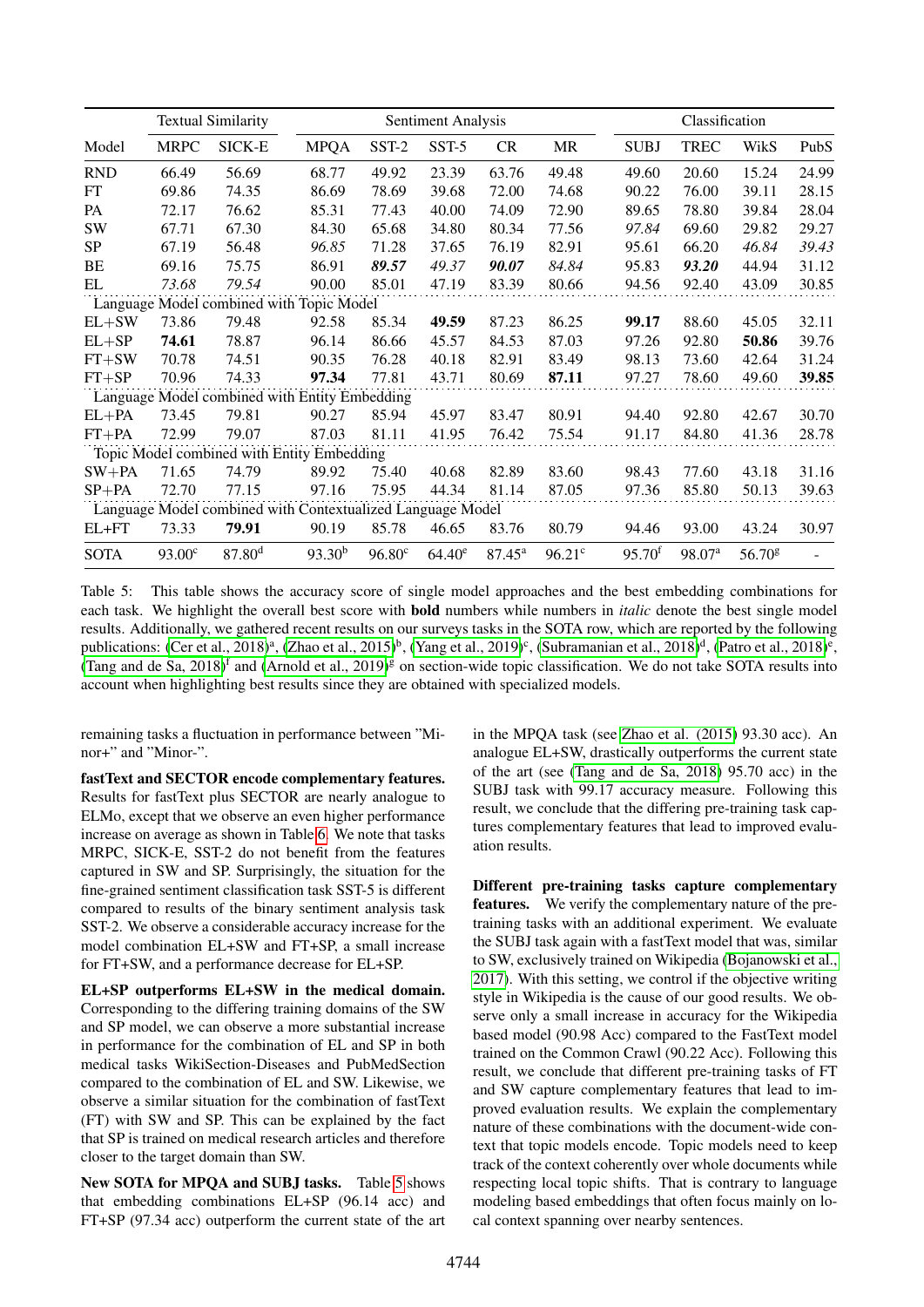| Model | Textual Similarity | | Sentiment Analysis | | | | | Classification | | | |
|---|---|---|---|---|---|---|---|---|---|---|---|
| | MRPC | SICK-E | MPQA | SST-2 | SST-5 | CR | MR | SUBJ | TREC | WikS | PubS |
| RND | 66.49 | 56.69 | 68.77 | 49.92 | 23.39 | 63.76 | 49.48 | 49.60 | 20.60 | 15.24 | 24.99 |
| FT | 69.86 | 74.35 | 86.69 | 78.69 | 39.68 | 72.00 | 74.68 | 90.22 | 76.00 | 39.11 | 28.15 |
| PA | 72.17 | 76.62 | 85.31 | 77.43 | 40.00 | 74.09 | 72.90 | 89.65 | 78.80 | 39.84 | 28.04 |
| SW | 67.71 | 67.30 | 84.30 | 65.68 | 34.80 | 80.34 | 77.56 | *97.84* | 69.60 | 29.82 | 29.27 |
| SP | 67.19 | 56.48 | *96.85* | 71.28 | 37.65 | 76.19 | 82.91 | 95.61 | 66.20 | *46.84* | *39.43* |
| BE | 69.16 | 75.75 | 86.91 | ***89.57*** | *49.37* | ***90.07*** | *84.84* | 95.83 | ***93.20*** | 44.94 | 31.12 |
| EL | *73.68* | *79.54* | 90.00 | 85.01 | 47.19 | 83.39 | 80.66 | 94.56 | 92.40 | 43.09 | 30.85 |
| Language Model combined with Topic Model | | | | | | | | | | | |
| EL+SW | 73.86 | 79.48 | 92.58 | 85.34 | **49.59** | 87.23 | 86.25 | **99.17** | 88.60 | 45.05 | 32.11 |
| EL+SP | **74.61** | 78.87 | 96.14 | 86.66 | 45.57 | 84.53 | 87.03 | 97.26 | 92.80 | **50.86** | 39.76 |
| FT+SW | 70.78 | 74.51 | 90.35 | 76.28 | 40.18 | 82.91 | 83.49 | 98.13 | 73.60 | 42.64 | 31.24 |
| FT+SP | 70.96 | 74.33 | **97.34** | 77.81 | 43.71 | 80.69 | **87.11** | 97.27 | 78.60 | 49.60 | **39.85** |
| Language Model combined with Entity Embedding | | | | | | | | | | | |
| EL+PA | 73.45 | 79.81 | 90.27 | 85.94 | 45.97 | 83.47 | 80.91 | 94.40 | 92.80 | 42.67 | 30.70 |
| FT+PA | 72.99 | 79.07 | 87.03 | 81.11 | 41.95 | 76.42 | 75.54 | 91.17 | 84.80 | 41.36 | 28.78 |
| Topic Model combined with Entity Embedding | | | | | | | | | | | |
| SW+PA | 71.65 | 74.79 | 89.92 | 75.40 | 40.68 | 82.89 | 83.60 | 98.43 | 77.60 | 43.18 | 31.16 |
| SP+PA | 72.70 | 77.15 | 97.16 | 75.95 | 44.34 | 81.14 | 87.05 | 97.36 | 85.80 | 50.13 | 39.63 |
| Language Model combined with Contextualized Language Model | | | | | | | | | | | |
| EL+FT | 73.33 | **79.91** | 90.19 | 85.78 | 46.65 | 83.76 | 80.79 | 94.46 | 93.00 | 43.24 | 30.97 |
| SOTA | 93.00[c] | 87.80[d] | 93.30[b] | 96.80[c] | 64.40[e] | 87.45[a] | 96.21[c] | 95.70[f] | 98.07[a] | 56.70[g] | - |

Table 5: This table shows the accuracy score of single model approaches and the best embedding combinations for each task. We highlight the overall best score with **bold** numbers while numbers in *italic* denote the best single model results. Additionally, we gathered recent results on our surveys tasks in the SOTA row, which are reported by the following publications: (Cer et al., 2018)[a], (Zhao et al., 2015)[b], (Yang et al., 2019)[c], (Subramanian et al., 2018)[d], (Patro et al., 2018)[e], (Tang and de Sa, 2018)[f] and (Arnold et al., 2019)[g] on section-wide topic classification. We do not take SOTA results into account when highlighting best results since they are obtained with specialized models.

remaining tasks a fluctuation in performance between "Minor+" and "Minor-".

**fastText and SECTOR encode complementary features.** Results for fastText plus SECTOR are nearly analogue to ELMo, except that we observe an even higher performance increase on average as shown in Table 6. We note that tasks MRPC, SICK-E, SST-2 do not benefit from the features captured in SW and SP. Surprisingly, the situation for the fine-grained sentiment classification task SST-5 is different compared to results of the binary sentiment analysis task SST-2. We observe a considerable accuracy increase for the model combination EL+SW and FT+SP, a small increase for FT+SW, and a performance decrease for EL+SP.

**EL+SP outperforms EL+SW in the medical domain.** Corresponding to the differing training domains of the SW and SP model, we can observe a more substantial increase in performance for the combination of EL and SP in both medical tasks WikiSection-Diseases and PubMedSection compared to the combination of EL and SW. Likewise, we observe a similar situation for the combination of fastText (FT) with SW and SP. This can be explained by the fact that SP is trained on medical research articles and therefore closer to the target domain than SW.

**New SOTA for MPQA and SUBJ tasks.** Table 5 shows that embedding combinations EL+SP (96.14 acc) and FT+SP (97.34 acc) outperform the current state of the art in the MPQA task (see Zhao et al. (2015) 93.30 acc). An analogue EL+SW, drastically outperforms the current state of the art (see (Tang and de Sa, 2018) 95.70 acc) in the SUBJ task with 99.17 accuracy measure. Following this result, we conclude that the differing pre-training task captures complementary features that lead to improved evaluation results.

**Different pre-training tasks capture complementary features.** We verify the complementary nature of the pre-training tasks with an additional experiment. We evaluate the SUBJ task again with a fastText model that was, similar to SW, exclusively trained on Wikipedia (Bojanowski et al., 2017). With this setting, we control if the objective writing style in Wikipedia is the cause of our good results. We observe only a small increase in accuracy for the Wikipedia based model (90.98 Acc) compared to the FastText model trained on the Common Crawl (90.22 Acc). Following this result, we conclude that different pre-training tasks of FT and SW capture complementary features that lead to improved evaluation results. We explain the complementary nature of these combinations with the document-wide context that topic models encode. Topic models need to keep track of the context coherently over whole documents while respecting local topic shifts. That is contrary to language modeling based embeddings that often focus mainly on local context spanning over nearby sentences.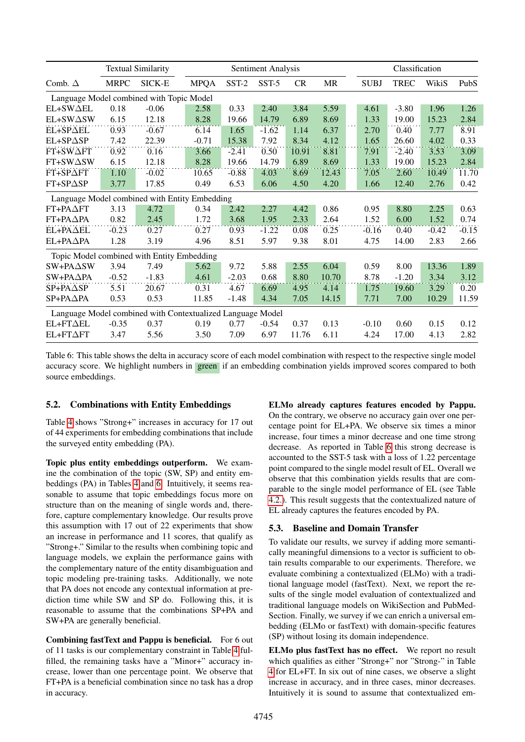| Comb. Δ | Textual Similarity | | Sentiment Analysis | | | | | Classification | | | |
|---|---|---|---|---|---|---|---|---|---|---|---|
| | MRPC | SICK-E | MPQA | SST-2 | SST-5 | CR | MR | SUBJ | TREC | WikiS | PubS |
| Language Model combined with Topic Model | | | | | | | | | | | |
| EL+SWΔEL | 0.18 | -0.06 | 2.58 | 0.33 | 2.40 | 3.84 | 5.59 | 4.61 | -3.80 | 1.96 | 1.26 |
| EL+SWΔSW | 6.15 | 12.18 | 8.28 | 19.66 | 14.79 | 6.89 | 8.69 | 1.33 | 19.00 | 15.23 | 2.84 |
| EL+SPΔEL | 0.93 | -0.67 | 6.14 | 1.65 | -1.62 | 1.14 | 6.37 | 2.70 | 0.40 | 7.77 | 8.91 |
| EL+SPΔSP | 7.42 | 22.39 | -0.71 | 15.38 | 7.92 | 8.34 | 4.12 | 1.65 | 26.60 | 4.02 | 0.33 |
| FT+SWΔFT | 0.92 | 0.16 | 3.66 | -2.41 | 0.50 | 10.91 | 8.81 | 7.91 | -2.40 | 3.53 | 3.09 |
| FT+SWΔSW | 6.15 | 12.18 | 8.28 | 19.66 | 14.79 | 6.89 | 8.69 | 1.33 | 19.00 | 15.23 | 2.84 |
| FT+SPΔFT | 1.10 | -0.02 | 10.65 | -0.88 | 4.03 | 8.69 | 12.43 | 7.05 | 2.60 | 10.49 | 11.70 |
| FT+SPΔSP | 3.77 | 17.85 | 0.49 | 6.53 | 6.06 | 4.50 | 4.20 | 1.66 | 12.40 | 2.76 | 0.42 |
| Language Model combined with Entity Embedding | | | | | | | | | | | |
| FT+PAΔFT | 3.13 | 4.72 | 0.34 | 2.42 | 2.27 | 4.42 | 0.86 | 0.95 | 8.80 | 2.25 | 0.63 |
| FT+PAΔPA | 0.82 | 2.45 | 1.72 | 3.68 | 1.95 | 2.33 | 2.64 | 1.52 | 6.00 | 1.52 | 0.74 |
| EL+PAΔEL | -0.23 | 0.27 | 0.27 | 0.93 | -1.22 | 0.08 | 0.25 | -0.16 | 0.40 | -0.42 | -0.15 |
| EL+PAΔPA | 1.28 | 3.19 | 4.96 | 8.51 | 5.97 | 9.38 | 8.01 | 4.75 | 14.00 | 2.83 | 2.66 |
| Topic Model combined with Entity Embedding | | | | | | | | | | | |
| SW+PAΔSW | 3.94 | 7.49 | 5.62 | 9.72 | 5.88 | 2.55 | 6.04 | 0.59 | 8.00 | 13.36 | 1.89 |
| SW+PAΔPA | -0.52 | -1.83 | 4.61 | -2.03 | 0.68 | 8.80 | 10.70 | 8.78 | -1.20 | 3.34 | 3.12 |
| SP+PAΔSP | 5.51 | 20.67 | 0.31 | 4.67 | 6.69 | 4.95 | 4.14 | 1.75 | 19.60 | 3.29 | 0.20 |
| SP+PAΔPA | 0.53 | 0.53 | 11.85 | -1.48 | 4.34 | 7.05 | 14.15 | 7.71 | 7.00 | 10.29 | 11.59 |
| Language Model combined with Contextualized Language Model | | | | | | | | | | | |
| EL+FTΔEL | -0.35 | 0.37 | 0.19 | 0.77 | -0.54 | 0.37 | 0.13 | -0.10 | 0.60 | 0.15 | 0.12 |
| EL+FTΔFT | 3.47 | 5.56 | 3.50 | 7.09 | 6.97 | 11.76 | 6.11 | 4.24 | 17.00 | 4.13 | 2.82 |

Table 6: This table shows the delta in accuracy score of each model combination with respect to the respective single model accuracy score. We highlight numbers in green if an embedding combination yields improved scores compared to both source embeddings.

## 5.2. Combinations with Entity Embeddings

Table 4 shows "Strong+" increases in accuracy for 17 out of 44 experiments for embedding combinations that include the surveyed entity embedding (PA).

**Topic plus entity embeddings outperform.** We examine the combination of the topic (SW, SP) and entity embeddings (PA) in Tables 4 and 6. Intuitively, it seems reasonable to assume that topic embeddings focus more on structure than on the meaning of single words and, therefore, capture complementary knowledge. Our results prove this assumption with 17 out of 22 experiments that show an increase in performance and 11 scores, that qualify as "Strong+." Similar to the results when combining topic and language models, we explain the performance gains with the complementary nature of the entity disambiguation and topic modeling pre-training tasks. Additionally, we note that PA does not encode any contextual information at prediction time while SW and SP do. Following this, it is reasonable to assume that the combinations SP+PA and SW+PA are generally beneficial.

**Combining fastText and Pappu is beneficial.** For 6 out of 11 tasks is our complementary constraint in Table 4 fulfilled, the remaining tasks have a "Minor+" accuracy increase, lower than one percentage point. We observe that FT+PA is a beneficial combination since no task has a drop in accuracy.

**ELMo already captures features encoded by Pappu.** On the contrary, we observe no accuracy gain over one percentage point for EL+PA. We observe six times a minor increase, four times a minor decrease and one time strong decrease. As reported in Table 6 this strong decrease is accounted to the SST-5 task with a loss of 1.22 percentage point compared to the single model result of EL. Overall we observe that this combination yields results that are comparable to the single model performance of EL (see Table 4.2.). This result suggests that the contextualized nature of EL already captures the features encoded by PA.

## 5.3. Baseline and Domain Transfer

To validate our results, we survey if adding more semantically meaningful dimensions to a vector is sufficient to obtain results comparable to our experiments. Therefore, we evaluate combining a contextualized (ELMo) with a traditional language model (fastText). Next, we report the results of the single model evaluation of contextualized and traditional language models on WikiSection and PubMedSection. Finally, we survey if we can enrich a universal embedding (ELMo or fastText) with domain-specific features (SP) without losing its domain independence.

**ELMo plus fastText has no effect.** We report no result which qualifies as either "Strong+" nor "Strong-" in Table 4 for EL+FT. In six out of nine cases, we observe a slight increase in accuracy, and in three cases, minor decreases. Intuitively it is sound to assume that contextualized em-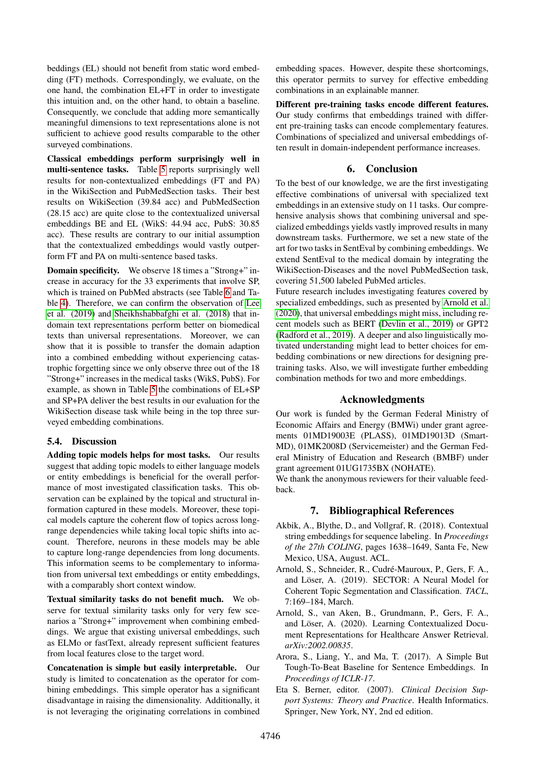beddings (EL) should not benefit from static word embedding (FT) methods. Correspondingly, we evaluate, on the one hand, the combination EL+FT in order to investigate this intuition and, on the other hand, to obtain a baseline. Consequently, we conclude that adding more semantically meaningful dimensions to text representations alone is not sufficient to achieve good results comparable to the other surveyed combinations.

**Classical embeddings perform surprisingly well in multi-sentence tasks.** Table 5 reports surprisingly well results for non-contextualized embeddings (FT and PA) in the WikiSection and PubMedSection tasks. Their best results on WikiSection (39.84 acc) and PubMedSection (28.15 acc) are quite close to the contextualized universal embeddings BE and EL (WikS: 44.94 acc, PubS: 30.85 acc). These results are contrary to our initial assumption that the contextualized embeddings would vastly outperform FT and PA on multi-sentence based tasks.

**Domain specificity.** We observe 18 times a "Strong+" increase in accuracy for the 33 experiments that involve SP, which is trained on PubMed abstracts (see Table 6 and Table 4). Therefore, we can confirm the observation of Lee et al. (2019) and Sheikhshabbafghi et al. (2018) that in-domain text representations perform better on biomedical texts than universal representations. Moreover, we can show that it is possible to transfer the domain adaption into a combined embedding without experiencing catastrophic forgetting since we only observe three out of the 18 "Strong+" increases in the medical tasks (WikS, PubS). For example, as shown in Table 5 the combinations of EL+SP and SP+PA deliver the best results in our evaluation for the WikiSection disease task while being in the top three surveyed embedding combinations.

### 5.4. Discussion

**Adding topic models helps for most tasks.** Our results suggest that adding topic models to either language models or entity embeddings is beneficial for the overall performance of most investigated classification tasks. This observation can be explained by the topical and structural information captured in these models. Moreover, these topical models capture the coherent flow of topics across long-range dependencies while taking local topic shifts into account. Therefore, neurons in these models may be able to capture long-range dependencies from long documents. This information seems to be complementary to information from universal text embeddings or entity embeddings, with a comparably short context window.

**Textual similarity tasks do not benefit much.** We observe for textual similarity tasks only for very few scenarios a "Strong+" improvement when combining embeddings. We argue that existing universal embeddings, such as ELMo or fastText, already represent sufficient features from local features close to the target word.

**Concatenation is simple but easily interpretable.** Our study is limited to concatenation as the operator for combining embeddings. This simple operator has a significant disadvantage in raising the dimensionality. Additionally, it is not leveraging the originating correlations in combined embedding spaces. However, despite these shortcomings, this operator permits to survey for effective embedding combinations in an explainable manner.

**Different pre-training tasks encode different features.** Our study confirms that embeddings trained with different pre-training tasks can encode complementary features. Combinations of specialized and universal embeddings often result in domain-independent performance increases.

## 6. Conclusion

To the best of our knowledge, we are the first investigating effective combinations of universal with specialized text embeddings in an extensive study on 11 tasks. Our comprehensive analysis shows that combining universal and specialized embeddings yields vastly improved results in many downstream tasks. Furthermore, we set a new state of the art for two tasks in SentEval by combining embeddings. We extend SentEval to the medical domain by integrating the WikiSection-Diseases and the novel PubMedSection task, covering 51,500 labeled PubMed articles.
Future research includes investigating features covered by specialized embeddings, such as presented by Arnold et al. (2020), that universal embeddings might miss, including recent models such as BERT (Devlin et al., 2019) or GPT2 (Radford et al., 2019). A deeper and also linguistically motivated understanding might lead to better choices for embedding combinations or new directions for designing pre-training tasks. Also, we will investigate further embedding combination methods for two and more embeddings.

## Acknowledgments

Our work is funded by the German Federal Ministry of Economic Affairs and Energy (BMWi) under grant agreements 01MD19003E (PLASS), 01MD19013D (Smart-MD), 01MK2008D (Servicemeister) and the German Federal Ministry of Education and Research (BMBF) under grant agreement 01UG1735BX (NOHATE).
We thank the anonymous reviewers for their valuable feedback.

## 7. Bibliographical References

Akbik, A., Blythe, D., and Vollgraf, R. (2018). Contextual string embeddings for sequence labeling. In *Proceedings of the 27th COLING*, pages 1638–1649, Santa Fe, New Mexico, USA, August. ACL.

Arnold, S., Schneider, R., Cudré-Mauroux, P., Gers, F. A., and Löser, A. (2019). SECTOR: A Neural Model for Coherent Topic Segmentation and Classification. *TACL*, 7:169–184, March.

Arnold, S., van Aken, B., Grundmann, P., Gers, F. A., and Löser, A. (2020). Learning Contextualized Document Representations for Healthcare Answer Retrieval. *arXiv:2002.00835*.

Arora, S., Liang, Y., and Ma, T. (2017). A Simple But Tough-To-Beat Baseline for Sentence Embeddings. In *Proceedings of ICLR-17*.

Eta S. Berner, editor. (2007). *Clinical Decision Support Systems: Theory and Practice*. Health Informatics. Springer, New York, NY, 2nd ed edition.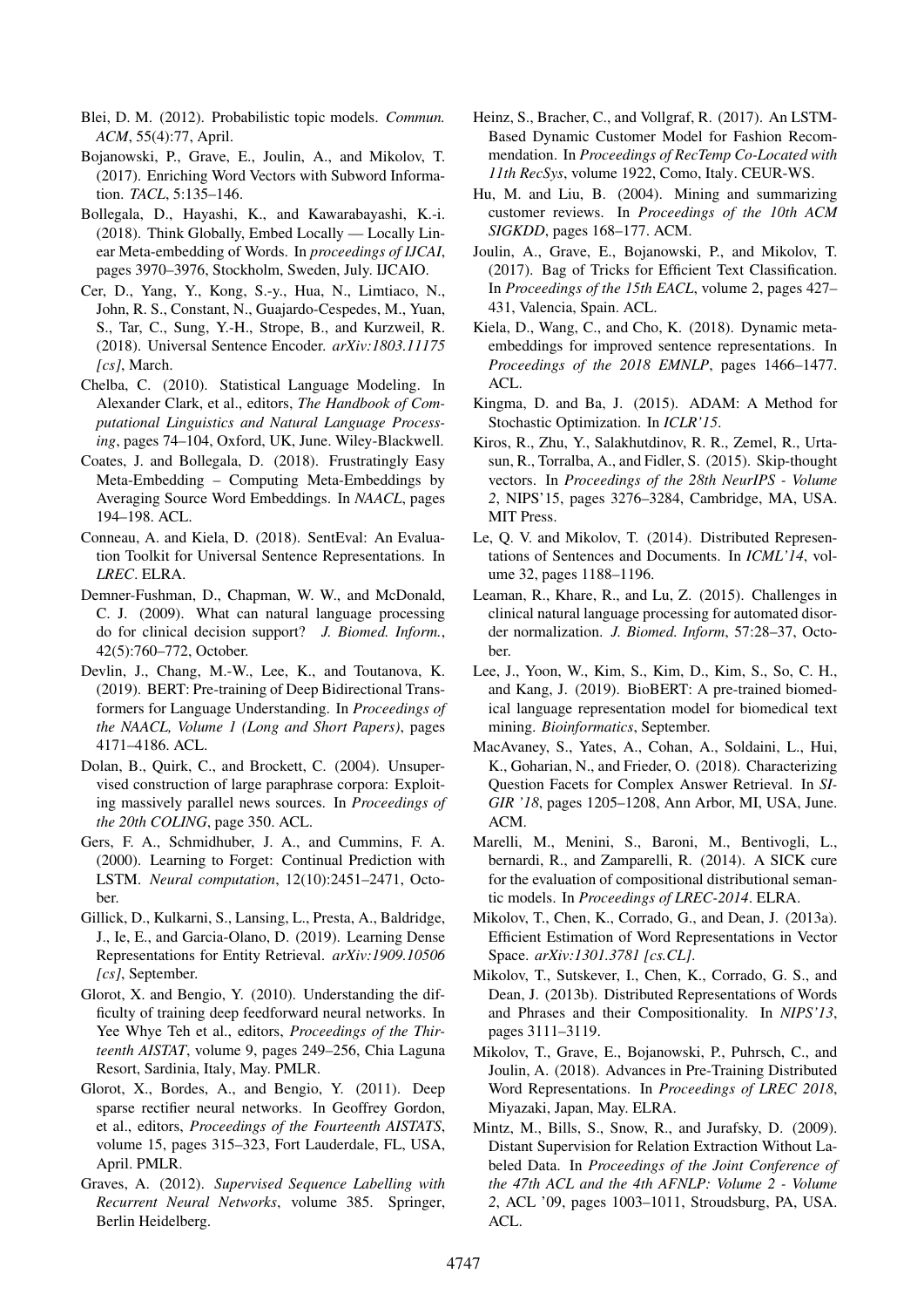Blei, D. M. (2012). Probabilistic topic models. *Commun. ACM*, 55(4):77, April.

Bojanowski, P., Grave, E., Joulin, A., and Mikolov, T. (2017). Enriching Word Vectors with Subword Information. *TACL*, 5:135–146.

Bollegala, D., Hayashi, K., and Kawarabayashi, K.-i. (2018). Think Globally, Embed Locally — Locally Linear Meta-embedding of Words. In *proceedings of IJCAI*, pages 3970–3976, Stockholm, Sweden, July. IJCAIO.

Cer, D., Yang, Y., Kong, S.-y., Hua, N., Limtiaco, N., John, R. S., Constant, N., Guajardo-Cespedes, M., Yuan, S., Tar, C., Sung, Y.-H., Strope, B., and Kurzweil, R. (2018). Universal Sentence Encoder. *arXiv:1803.11175 [cs]*, March.

Chelba, C. (2010). Statistical Language Modeling. In Alexander Clark, et al., editors, *The Handbook of Computational Linguistics and Natural Language Processing*, pages 74–104, Oxford, UK, June. Wiley-Blackwell.

Coates, J. and Bollegala, D. (2018). Frustratingly Easy Meta-Embedding – Computing Meta-Embeddings by Averaging Source Word Embeddings. In *NAACL*, pages 194–198. ACL.

Conneau, A. and Kiela, D. (2018). SentEval: An Evaluation Toolkit for Universal Sentence Representations. In *LREC*. ELRA.

Demner-Fushman, D., Chapman, W. W., and McDonald, C. J. (2009). What can natural language processing do for clinical decision support? *J. Biomed. Inform.*, 42(5):760–772, October.

Devlin, J., Chang, M.-W., Lee, K., and Toutanova, K. (2019). BERT: Pre-training of Deep Bidirectional Transformers for Language Understanding. In *Proceedings of the NAACL, Volume 1 (Long and Short Papers)*, pages 4171–4186. ACL.

Dolan, B., Quirk, C., and Brockett, C. (2004). Unsupervised construction of large paraphrase corpora: Exploiting massively parallel news sources. In *Proceedings of the 20th COLING*, page 350. ACL.

Gers, F. A., Schmidhuber, J. A., and Cummins, F. A. (2000). Learning to Forget: Continual Prediction with LSTM. *Neural computation*, 12(10):2451–2471, October.

Gillick, D., Kulkarni, S., Lansing, L., Presta, A., Baldridge, J., Ie, E., and Garcia-Olano, D. (2019). Learning Dense Representations for Entity Retrieval. *arXiv:1909.10506 [cs]*, September.

Glorot, X. and Bengio, Y. (2010). Understanding the difficulty of training deep feedforward neural networks. In Yee Whye Teh et al., editors, *Proceedings of the Thirteenth AISTAT*, volume 9, pages 249–256, Chia Laguna Resort, Sardinia, Italy, May. PMLR.

Glorot, X., Bordes, A., and Bengio, Y. (2011). Deep sparse rectifier neural networks. In Geoffrey Gordon, et al., editors, *Proceedings of the Fourteenth AISTATS*, volume 15, pages 315–323, Fort Lauderdale, FL, USA, April. PMLR.

Graves, A. (2012). *Supervised Sequence Labelling with Recurrent Neural Networks*, volume 385. Springer, Berlin Heidelberg.

Heinz, S., Bracher, C., and Vollgraf, R. (2017). An LSTM-Based Dynamic Customer Model for Fashion Recommendation. In *Proceedings of RecTemp Co-Located with 11th RecSys*, volume 1922, Como, Italy. CEUR-WS.

Hu, M. and Liu, B. (2004). Mining and summarizing customer reviews. In *Proceedings of the 10th ACM SIGKDD*, pages 168–177. ACM.

Joulin, A., Grave, E., Bojanowski, P., and Mikolov, T. (2017). Bag of Tricks for Efficient Text Classification. In *Proceedings of the 15th EACL*, volume 2, pages 427–431, Valencia, Spain. ACL.

Kiela, D., Wang, C., and Cho, K. (2018). Dynamic meta-embeddings for improved sentence representations. In *Proceedings of the 2018 EMNLP*, pages 1466–1477. ACL.

Kingma, D. and Ba, J. (2015). ADAM: A Method for Stochastic Optimization. In *ICLR'15*.

Kiros, R., Zhu, Y., Salakhutdinov, R. R., Zemel, R., Urtasun, R., Torralba, A., and Fidler, S. (2015). Skip-thought vectors. In *Proceedings of the 28th NeurIPS - Volume 2*, NIPS'15, pages 3276–3284, Cambridge, MA, USA. MIT Press.

Le, Q. V. and Mikolov, T. (2014). Distributed Representations of Sentences and Documents. In *ICML'14*, volume 32, pages 1188–1196.

Leaman, R., Khare, R., and Lu, Z. (2015). Challenges in clinical natural language processing for automated disorder normalization. *J. Biomed. Inform*, 57:28–37, October.

Lee, J., Yoon, W., Kim, S., Kim, D., Kim, S., So, C. H., and Kang, J. (2019). BioBERT: A pre-trained biomedical language representation model for biomedical text mining. *Bioinformatics*, September.

MacAvaney, S., Yates, A., Cohan, A., Soldaini, L., Hui, K., Goharian, N., and Frieder, O. (2018). Characterizing Question Facets for Complex Answer Retrieval. In *SIGIR '18*, pages 1205–1208, Ann Arbor, MI, USA, June. ACM.

Marelli, M., Menini, S., Baroni, M., Bentivogli, L., bernardi, R., and Zamparelli, R. (2014). A SICK cure for the evaluation of compositional distributional semantic models. In *Proceedings of LREC-2014*. ELRA.

Mikolov, T., Chen, K., Corrado, G., and Dean, J. (2013a). Efficient Estimation of Word Representations in Vector Space. *arXiv:1301.3781 [cs.CL]*.

Mikolov, T., Sutskever, I., Chen, K., Corrado, G. S., and Dean, J. (2013b). Distributed Representations of Words and Phrases and their Compositionality. In *NIPS'13*, pages 3111–3119.

Mikolov, T., Grave, E., Bojanowski, P., Puhrsch, C., and Joulin, A. (2018). Advances in Pre-Training Distributed Word Representations. In *Proceedings of LREC 2018*, Miyazaki, Japan, May. ELRA.

Mintz, M., Bills, S., Snow, R., and Jurafsky, D. (2009). Distant Supervision for Relation Extraction Without Labeled Data. In *Proceedings of the Joint Conference of the 47th ACL and the 4th AFNLP: Volume 2 - Volume 2*, ACL '09, pages 1003–1011, Stroudsburg, PA, USA. ACL.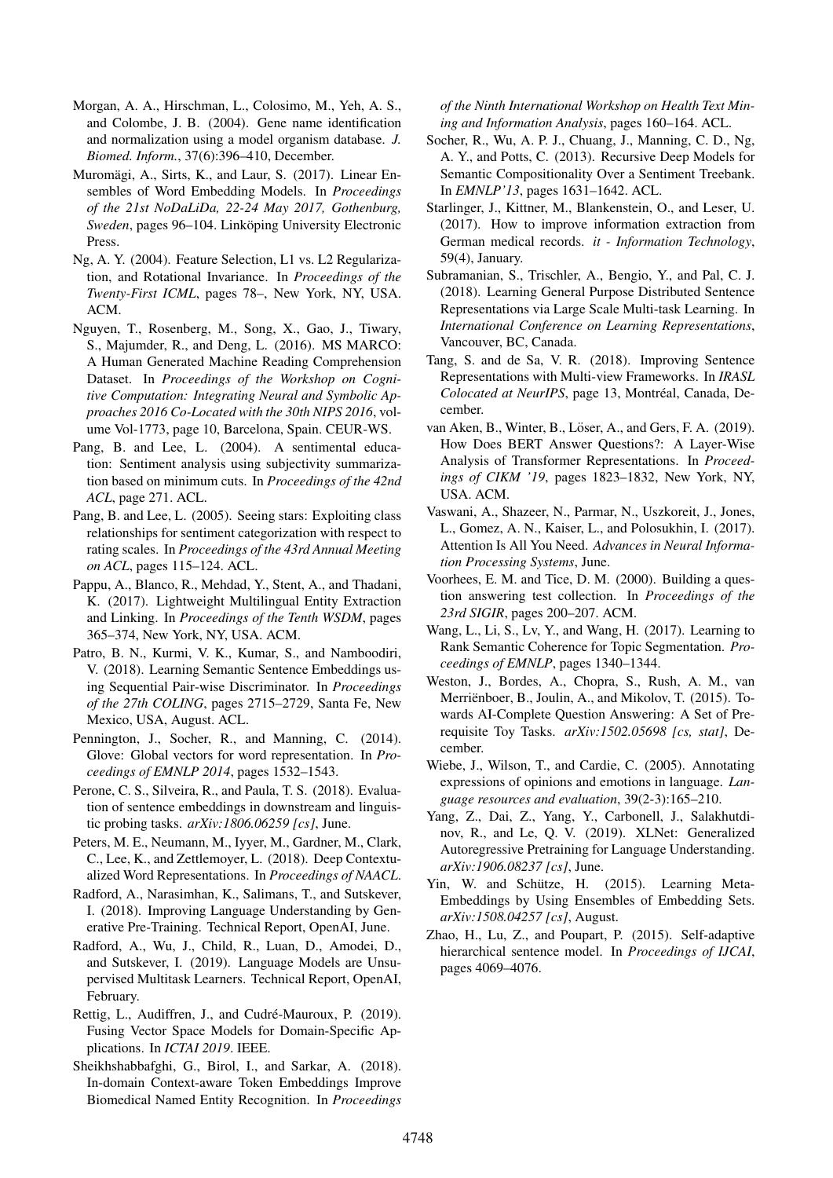Morgan, A. A., Hirschman, L., Colosimo, M., Yeh, A. S., and Colombe, J. B. (2004). Gene name identification and normalization using a model organism database. *J. Biomed. Inform.*, 37(6):396–410, December.

Muromägi, A., Sirts, K., and Laur, S. (2017). Linear Ensembles of Word Embedding Models. In *Proceedings of the 21st NoDaLiDa, 22-24 May 2017, Gothenburg, Sweden*, pages 96–104. Linköping University Electronic Press.

Ng, A. Y. (2004). Feature Selection, L1 vs. L2 Regularization, and Rotational Invariance. In *Proceedings of the Twenty-First ICML*, pages 78–, New York, NY, USA. ACM.

Nguyen, T., Rosenberg, M., Song, X., Gao, J., Tiwary, S., Majumder, R., and Deng, L. (2016). MS MARCO: A Human Generated Machine Reading Comprehension Dataset. In *Proceedings of the Workshop on Cognitive Computation: Integrating Neural and Symbolic Approaches 2016 Co-Located with the 30th NIPS 2016*, volume Vol-1773, page 10, Barcelona, Spain. CEUR-WS.

Pang, B. and Lee, L. (2004). A sentimental education: Sentiment analysis using subjectivity summarization based on minimum cuts. In *Proceedings of the 42nd ACL*, page 271. ACL.

Pang, B. and Lee, L. (2005). Seeing stars: Exploiting class relationships for sentiment categorization with respect to rating scales. In *Proceedings of the 43rd Annual Meeting on ACL*, pages 115–124. ACL.

Pappu, A., Blanco, R., Mehdad, Y., Stent, A., and Thadani, K. (2017). Lightweight Multilingual Entity Extraction and Linking. In *Proceedings of the Tenth WSDM*, pages 365–374, New York, NY, USA. ACM.

Patro, B. N., Kurmi, V. K., Kumar, S., and Namboodiri, V. (2018). Learning Semantic Sentence Embeddings using Sequential Pair-wise Discriminator. In *Proceedings of the 27th COLING*, pages 2715–2729, Santa Fe, New Mexico, USA, August. ACL.

Pennington, J., Socher, R., and Manning, C. (2014). Glove: Global vectors for word representation. In *Proceedings of EMNLP 2014*, pages 1532–1543.

Perone, C. S., Silveira, R., and Paula, T. S. (2018). Evaluation of sentence embeddings in downstream and linguistic probing tasks. *arXiv:1806.06259 [cs]*, June.

Peters, M. E., Neumann, M., Iyyer, M., Gardner, M., Clark, C., Lee, K., and Zettlemoyer, L. (2018). Deep Contextualized Word Representations. In *Proceedings of NAACL*.

Radford, A., Narasimhan, K., Salimans, T., and Sutskever, I. (2018). Improving Language Understanding by Generative Pre-Training. Technical Report, OpenAI, June.

Radford, A., Wu, J., Child, R., Luan, D., Amodei, D., and Sutskever, I. (2019). Language Models are Unsupervised Multitask Learners. Technical Report, OpenAI, February.

Rettig, L., Audiffren, J., and Cudré-Mauroux, P. (2019). Fusing Vector Space Models for Domain-Specific Applications. In *ICTAI 2019*. IEEE.

Sheikhshabbafghi, G., Birol, I., and Sarkar, A. (2018). In-domain Context-aware Token Embeddings Improve Biomedical Named Entity Recognition. In *Proceedings of the Ninth International Workshop on Health Text Mining and Information Analysis*, pages 160–164. ACL.

Socher, R., Wu, A. P. J., Chuang, J., Manning, C. D., Ng, A. Y., and Potts, C. (2013). Recursive Deep Models for Semantic Compositionality Over a Sentiment Treebank. In *EMNLP'13*, pages 1631–1642. ACL.

Starlinger, J., Kittner, M., Blankenstein, O., and Leser, U. (2017). How to improve information extraction from German medical records. *it - Information Technology*, 59(4), January.

Subramanian, S., Trischler, A., Bengio, Y., and Pal, C. J. (2018). Learning General Purpose Distributed Sentence Representations via Large Scale Multi-task Learning. In *International Conference on Learning Representations*, Vancouver, BC, Canada.

Tang, S. and de Sa, V. R. (2018). Improving Sentence Representations with Multi-view Frameworks. In *IRASL Colocated at NeurIPS*, page 13, Montréal, Canada, December.

van Aken, B., Winter, B., Löser, A., and Gers, F. A. (2019). How Does BERT Answer Questions?: A Layer-Wise Analysis of Transformer Representations. In *Proceedings of CIKM '19*, pages 1823–1832, New York, NY, USA. ACM.

Vaswani, A., Shazeer, N., Parmar, N., Uszkoreit, J., Jones, L., Gomez, A. N., Kaiser, L., and Polosukhin, I. (2017). Attention Is All You Need. *Advances in Neural Information Processing Systems*, June.

Voorhees, E. M. and Tice, D. M. (2000). Building a question answering test collection. In *Proceedings of the 23rd SIGIR*, pages 200–207. ACM.

Wang, L., Li, S., Lv, Y., and Wang, H. (2017). Learning to Rank Semantic Coherence for Topic Segmentation. *Proceedings of EMNLP*, pages 1340–1344.

Weston, J., Bordes, A., Chopra, S., Rush, A. M., van Merriënboer, B., Joulin, A., and Mikolov, T. (2015). Towards AI-Complete Question Answering: A Set of Prerequisite Toy Tasks. *arXiv:1502.05698 [cs, stat]*, December.

Wiebe, J., Wilson, T., and Cardie, C. (2005). Annotating expressions of opinions and emotions in language. *Language resources and evaluation*, 39(2-3):165–210.

Yang, Z., Dai, Z., Yang, Y., Carbonell, J., Salakhutdinov, R., and Le, Q. V. (2019). XLNet: Generalized Autoregressive Pretraining for Language Understanding. *arXiv:1906.08237 [cs]*, June.

Yin, W. and Schütze, H. (2015). Learning Meta-Embeddings by Using Ensembles of Embedding Sets. *arXiv:1508.04257 [cs]*, August.

Zhao, H., Lu, Z., and Poupart, P. (2015). Self-adaptive hierarchical sentence model. In *Proceedings of IJCAI*, pages 4069–4076.